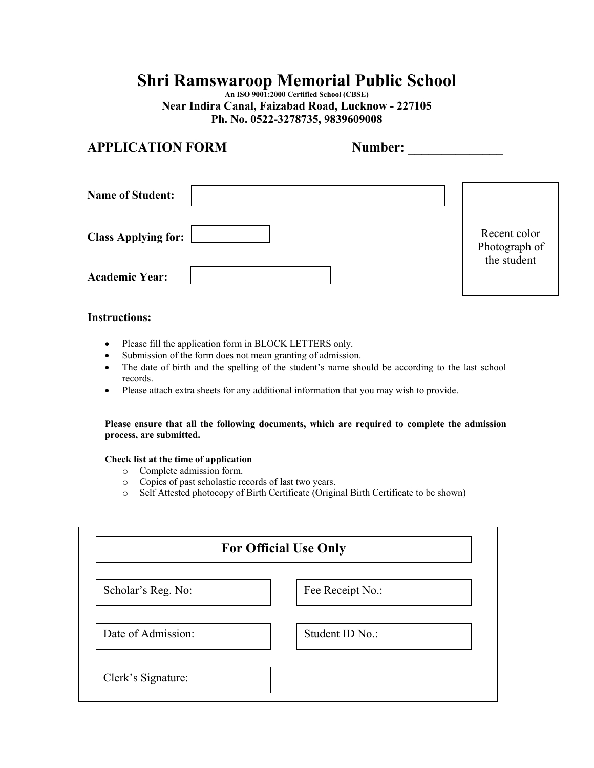# Shri Ramswaroop Memorial Public School

**An ISO 9001:2000 Certified School (CBSE)**

**Near Indira Canal, Faizabad Road, Lucknow - 227105**

**Ph. No. 0522-3278735, 9839609008**

## APPLICATION FORM &nbsp;&nbsp;&nbsp;&nbsp;&nbsp;&nbsp;&nbsp;&nbsp; Number: ______________

**Name of Student:** ____________________

**Class Applying for:** ____________________

**Academic Year:** ____________________

Recent color Photograph of the student

### Instructions:

- Please fill the application form in BLOCK LETTERS only.
- Submission of the form does not mean granting of admission.
- The date of birth and the spelling of the student's name should be according to the last school records.
- Please attach extra sheets for any additional information that you may wish to provide.

**Please ensure that all the following documents, which are required to complete the admission process, are submitted.**

**Check list at the time of application**

- Complete admission form.
- Copies of past scholastic records of last two years.
- Self Attested photocopy of Birth Certificate (Original Birth Certificate to be shown)

### For Official Use Only

| Scholar's Reg. No: | Fee Receipt No.: |
| --- | --- |
| Date of Admission: | Student ID No.: |
| Clerk's Signature: | |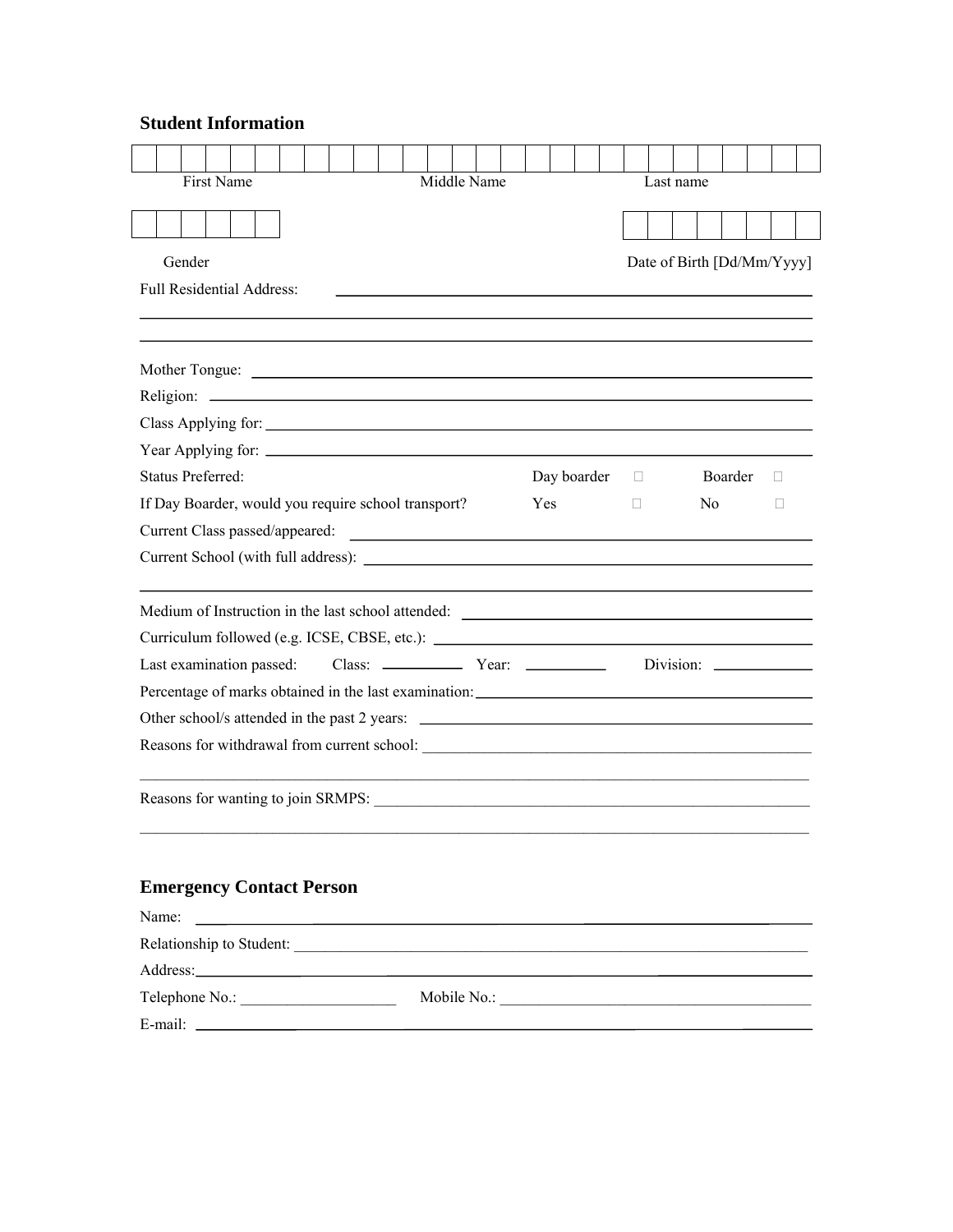## Student Information

| | | | | | | | | | | | | | | | | | | | | | | | | | | |
|---|---|---|---|---|---|---|---|---|---|---|---|---|---|---|---|---|---|---|---|---|---|---|---|---|---|---|
| | | | | | | | | | | | | | | | | | | | | | | | | | | |

First Name Middle Name Last name

| | | | | | |
|---|---|---|---|---|---|
| | | | | | |

Gender

| | | | | | | | |
|---|---|---|---|---|---|---|---|
| | | | | | | | |

Date of Birth [Dd/Mm/Yyyy]

Full Residential Address: ______________________________________________

______________________________________________

______________________________________________

Mother Tongue: ______________________________________________

Religion: ______________________________________________

Class Applying for: ______________________________________________

Year Applying for: ______________________________________________

Status Preferred: Day boarder ☐ Boarder ☐

If Day Boarder, would you require school transport? Yes ☐ No ☐

Current Class passed/appeared: ______________________________________________

Current School (with full address): ______________________________________________

______________________________________________

Medium of Instruction in the last school attended: ______________________________________________

Curriculum followed (e.g. ICSE, CBSE, etc.): ______________________________________________

Last examination passed: Class: __________ Year: __________ Division: __________

Percentage of marks obtained in the last examination: ______________________________________________

Other school/s attended in the past 2 years: ______________________________________________

Reasons for withdrawal from current school: ______________________________________________

______________________________________________

Reasons for wanting to join SRMPS: ______________________________________________

______________________________________________

## Emergency Contact Person

Name: ______________________________________________

Relationship to Student: ______________________________________________

Address: ______________________________________________

Telephone No.: ____________________ Mobile No.: ______________________________

E-mail: ______________________________________________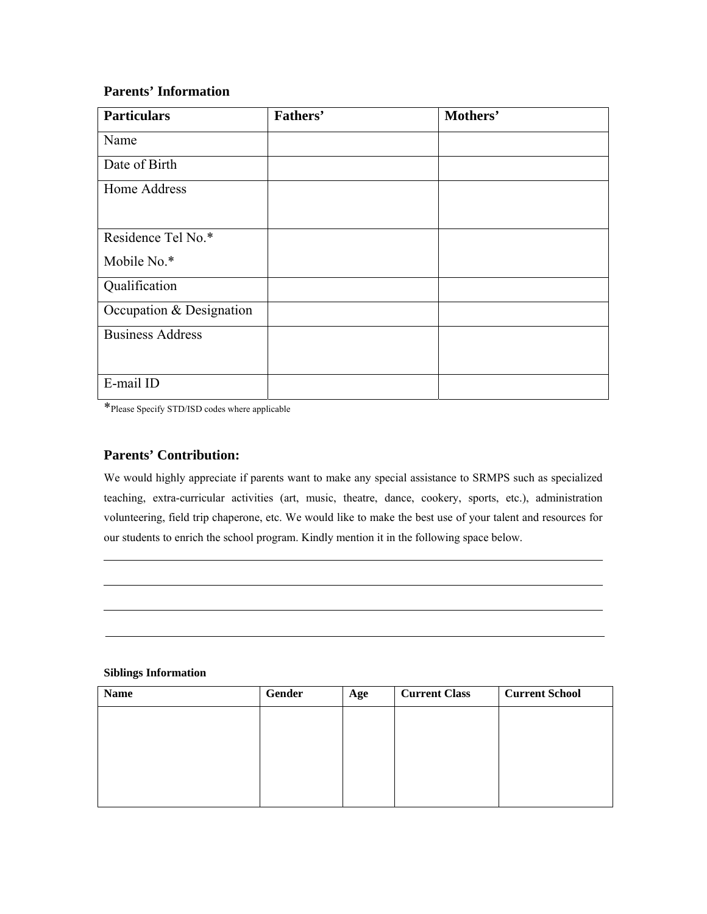## Parents' Information

| Particulars | Fathers' | Mothers' |
|---|---|---|
| Name | | |
| Date of Birth | | |
| Home Address | | |
| Residence Tel No.*<br>Mobile No.* | | |
| Qualification | | |
| Occupation & Designation | | |
| Business Address | | |
| E-mail ID | | |

*Please Specify STD/ISD codes where applicable

## Parents' Contribution:

We would highly appreciate if parents want to make any special assistance to SRMPS such as specialized teaching, extra-curricular activities (art, music, theatre, dance, cookery, sports, etc.), administration volunteering, field trip chaperone, etc. We would like to make the best use of your talent and resources for our students to enrich the school program. Kindly mention it in the following space below.

\_\_\_\_\_\_\_\_\_\_\_\_\_\_\_\_\_\_\_\_\_\_\_\_\_\_\_\_\_\_\_\_\_\_\_\_\_\_\_\_\_\_\_\_\_\_\_\_\_\_\_\_\_\_\_\_\_\_\_\_\_\_\_\_\_\_\_\_\_\_\_\_\_\_\_\_\_\_

\_\_\_\_\_\_\_\_\_\_\_\_\_\_\_\_\_\_\_\_\_\_\_\_\_\_\_\_\_\_\_\_\_\_\_\_\_\_\_\_\_\_\_\_\_\_\_\_\_\_\_\_\_\_\_\_\_\_\_\_\_\_\_\_\_\_\_\_\_\_\_\_\_\_\_\_\_\_

\_\_\_\_\_\_\_\_\_\_\_\_\_\_\_\_\_\_\_\_\_\_\_\_\_\_\_\_\_\_\_\_\_\_\_\_\_\_\_\_\_\_\_\_\_\_\_\_\_\_\_\_\_\_\_\_\_\_\_\_\_\_\_\_\_\_\_\_\_\_\_\_\_\_\_\_\_\_

\_\_\_\_\_\_\_\_\_\_\_\_\_\_\_\_\_\_\_\_\_\_\_\_\_\_\_\_\_\_\_\_\_\_\_\_\_\_\_\_\_\_\_\_\_\_\_\_\_\_\_\_\_\_\_\_\_\_\_\_\_\_\_\_\_\_\_\_\_\_\_\_\_\_\_\_\_\_

**Siblings Information**

| Name | Gender | Age | Current Class | Current School |
|---|---|---|---|---|
| | | | | |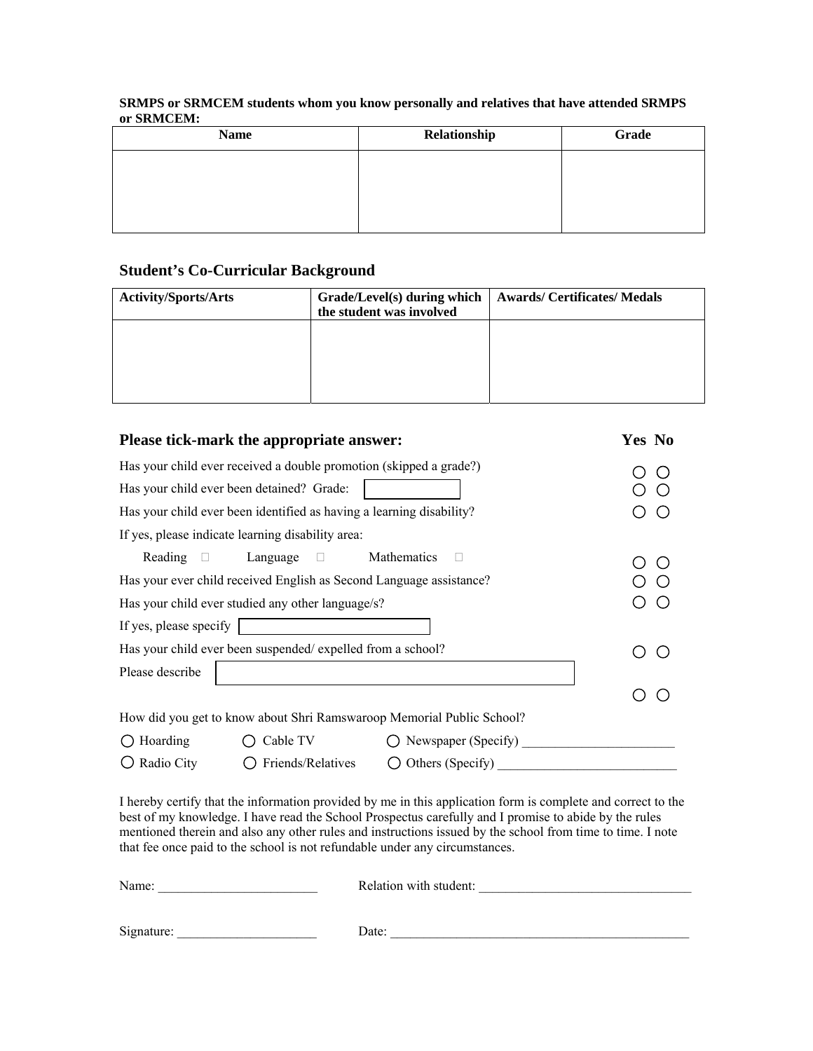**SRMPS or SRMCEM students whom you know personally and relatives that have attended SRMPS or SRMCEM:**

| Name | Relationship | Grade |
|---|---|---|
| | | |

## Student's Co-Curricular Background

| Activity/Sports/Arts | Grade/Level(s) during which the student was involved | Awards/ Certificates/ Medals |
|---|---|---|
| | | |

### Please tick-mark the appropriate answer: Yes No

Has your child ever received a double promotion (skipped a grade?) ○ ○

Has your child ever been detained? Grade: ____ ○ ○

Has your child ever been identified as having a learning disability? ○ ○

If yes, please indicate learning disability area:

Reading ☐ Language ☐ Mathematics ☐ ○ ○

Has your ever child received English as Second Language assistance? ○ ○

Has your child ever studied any other language/s? ○ ○

If yes, please specify ____

Has your child ever been suspended/ expelled from a school? ○ ○

Please describe ____

○ ○

How did you get to know about Shri Ramswaroop Memorial Public School?

○ Hoarding ○ Cable TV ○ Newspaper (Specify) ______________________

○ Radio City ○ Friends/Relatives ○ Others (Specify) __________________________

I hereby certify that the information provided by me in this application form is complete and correct to the best of my knowledge. I have read the School Prospectus carefully and I promise to abide by the rules mentioned therein and also any other rules and instructions issued by the school from time to time. I note that fee once paid to the school is not refundable under any circumstances.

Name: ________________________ Relation with student: ________________________________

Signature: _____________________ Date: ______________________________________________